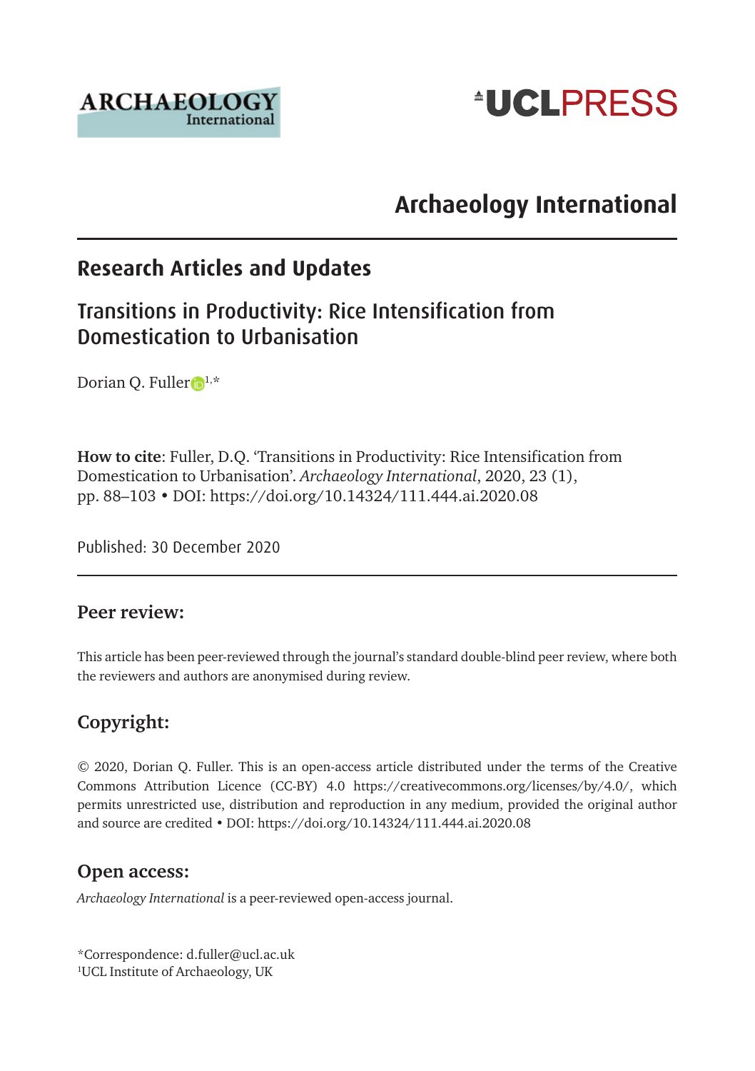# Archaeology International

## Research Articles and Updates

## Transitions in Productivity: Rice Intensification from Domestication to Urbanisation

Dorian Q. Fuller[1,*]

**How to cite**: Fuller, D.Q. 'Transitions in Productivity: Rice Intensification from Domestication to Urbanisation'. *Archaeology International*, 2020, 23 (1), pp. 88–103 • DOI: https://doi.org/10.14324/111.444.ai.2020.08

Published: 30 December 2020

### Peer review:

This article has been peer-reviewed through the journal's standard double-blind peer review, where both the reviewers and authors are anonymised during review.

### Copyright:

© 2020, Dorian Q. Fuller. This is an open-access article distributed under the terms of the Creative Commons Attribution Licence (CC-BY) 4.0 https://creativecommons.org/licenses/by/4.0/, which permits unrestricted use, distribution and reproduction in any medium, provided the original author and source are credited • DOI: https://doi.org/10.14324/111.444.ai.2020.08

### Open access:

*Archaeology International* is a peer-reviewed open-access journal.

*Correspondence: d.fuller@ucl.ac.uk
[1]UCL Institute of Archaeology, UK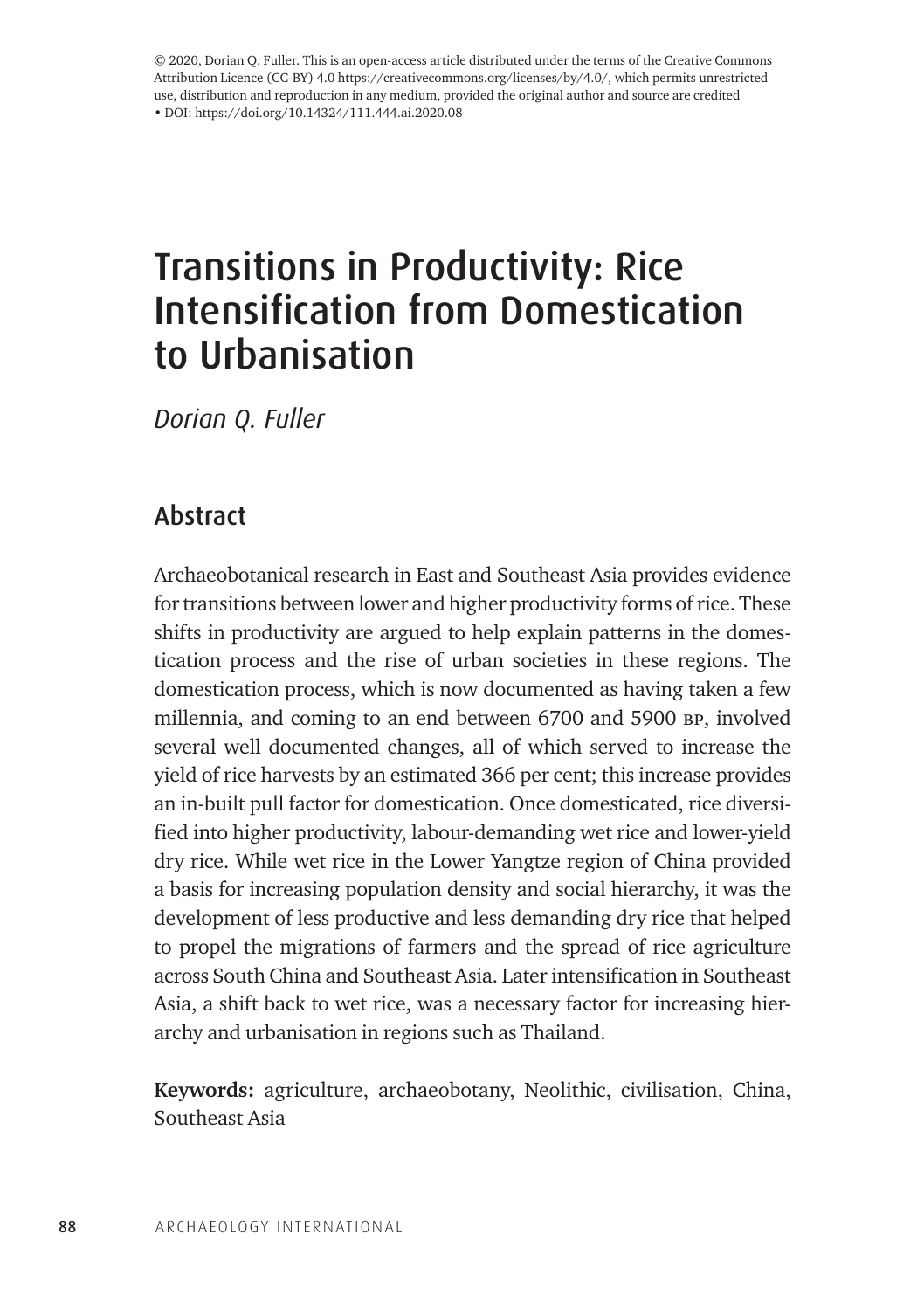© 2020, Dorian Q. Fuller. This is an open-access article distributed under the terms of the Creative Commons Attribution Licence (CC-BY) 4.0 https://creativecommons.org/licenses/by/4.0/, which permits unrestricted use, distribution and reproduction in any medium, provided the original author and source are credited • DOI: https://doi.org/10.14324/111.444.ai.2020.08

# Transitions in Productivity: Rice Intensification from Domestication to Urbanisation

*Dorian Q. Fuller*

## Abstract

Archaeobotanical research in East and Southeast Asia provides evidence for transitions between lower and higher productivity forms of rice. These shifts in productivity are argued to help explain patterns in the domestication process and the rise of urban societies in these regions. The domestication process, which is now documented as having taken a few millennia, and coming to an end between 6700 and 5900 BP, involved several well documented changes, all of which served to increase the yield of rice harvests by an estimated 366 per cent; this increase provides an in-built pull factor for domestication. Once domesticated, rice diversified into higher productivity, labour-demanding wet rice and lower-yield dry rice. While wet rice in the Lower Yangtze region of China provided a basis for increasing population density and social hierarchy, it was the development of less productive and less demanding dry rice that helped to propel the migrations of farmers and the spread of rice agriculture across South China and Southeast Asia. Later intensification in Southeast Asia, a shift back to wet rice, was a necessary factor for increasing hierarchy and urbanisation in regions such as Thailand.

**Keywords:** agriculture, archaeobotany, Neolithic, civilisation, China, Southeast Asia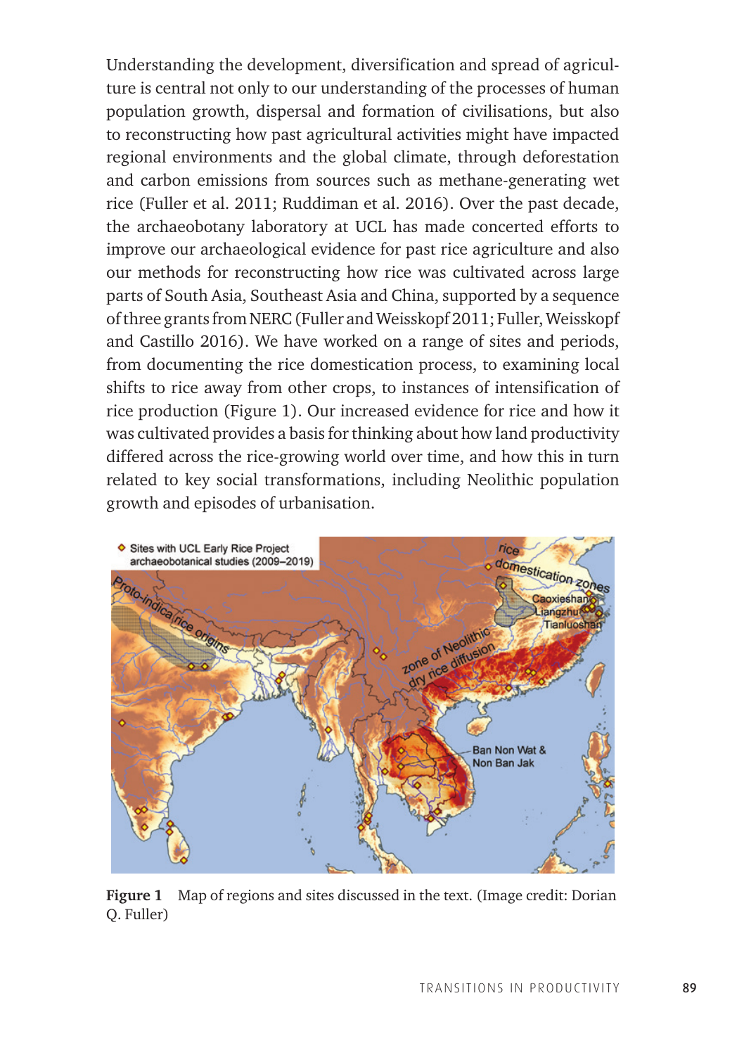Understanding the development, diversification and spread of agriculture is central not only to our understanding of the processes of human population growth, dispersal and formation of civilisations, but also to reconstructing how past agricultural activities might have impacted regional environments and the global climate, through deforestation and carbon emissions from sources such as methane-generating wet rice (Fuller et al. 2011; Ruddiman et al. 2016). Over the past decade, the archaeobotany laboratory at UCL has made concerted efforts to improve our archaeological evidence for past rice agriculture and also our methods for reconstructing how rice was cultivated across large parts of South Asia, Southeast Asia and China, supported by a sequence of three grants from NERC (Fuller and Weisskopf 2011; Fuller, Weisskopf and Castillo 2016). We have worked on a range of sites and periods, from documenting the rice domestication process, to examining local shifts to rice away from other crops, to instances of intensification of rice production (Figure 1). Our increased evidence for rice and how it was cultivated provides a basis for thinking about how land productivity differed across the rice-growing world over time, and how this in turn related to key social transformations, including Neolithic population growth and episodes of urbanisation.

**Figure 1** Map of regions and sites discussed in the text. (Image credit: Dorian Q. Fuller)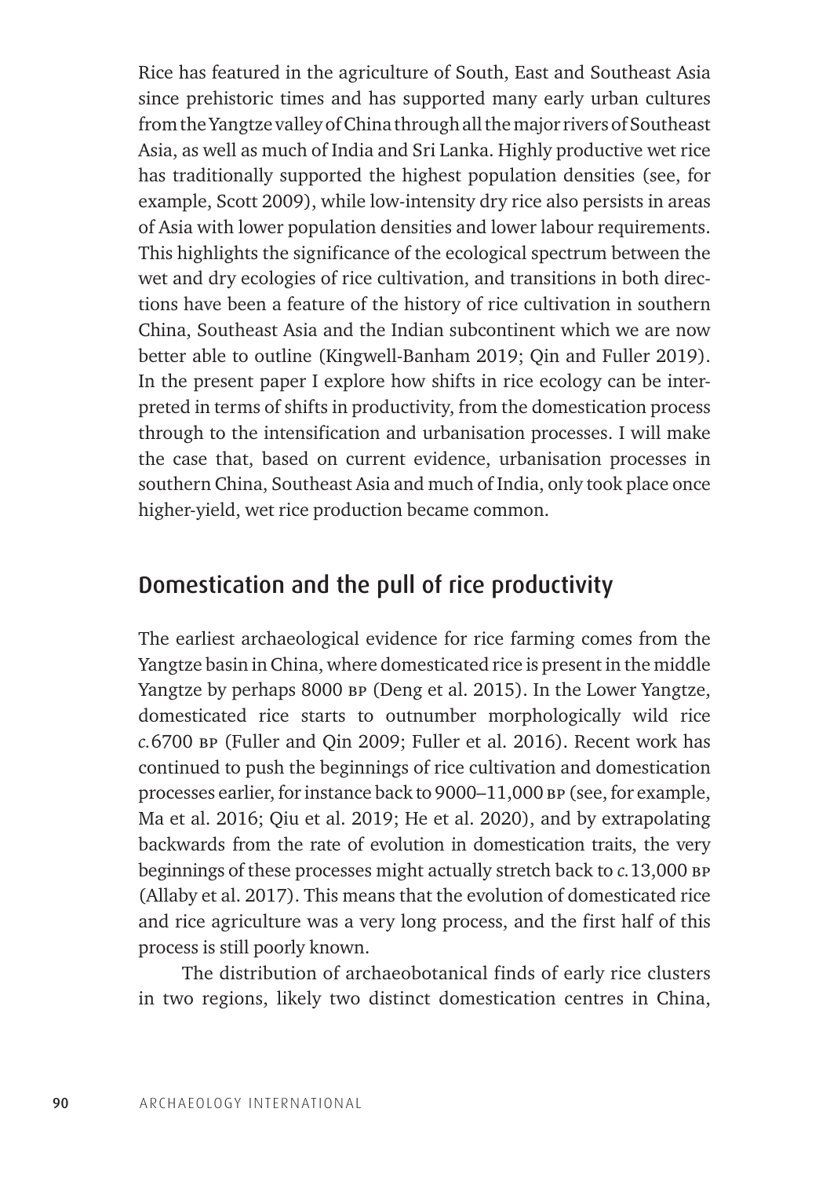Rice has featured in the agriculture of South, East and Southeast Asia since prehistoric times and has supported many early urban cultures from the Yangtze valley of China through all the major rivers of Southeast Asia, as well as much of India and Sri Lanka. Highly productive wet rice has traditionally supported the highest population densities (see, for example, Scott 2009), while low-intensity dry rice also persists in areas of Asia with lower population densities and lower labour requirements. This highlights the significance of the ecological spectrum between the wet and dry ecologies of rice cultivation, and transitions in both directions have been a feature of the history of rice cultivation in southern China, Southeast Asia and the Indian subcontinent which we are now better able to outline (Kingwell-Banham 2019; Qin and Fuller 2019). In the present paper I explore how shifts in rice ecology can be interpreted in terms of shifts in productivity, from the domestication process through to the intensification and urbanisation processes. I will make the case that, based on current evidence, urbanisation processes in southern China, Southeast Asia and much of India, only took place once higher-yield, wet rice production became common.

## Domestication and the pull of rice productivity

The earliest archaeological evidence for rice farming comes from the Yangtze basin in China, where domesticated rice is present in the middle Yangtze by perhaps 8000 BP (Deng et al. 2015). In the Lower Yangtze, domesticated rice starts to outnumber morphologically wild rice *c.*6700 BP (Fuller and Qin 2009; Fuller et al. 2016). Recent work has continued to push the beginnings of rice cultivation and domestication processes earlier, for instance back to 9000–11,000 BP (see, for example, Ma et al. 2016; Qiu et al. 2019; He et al. 2020), and by extrapolating backwards from the rate of evolution in domestication traits, the very beginnings of these processes might actually stretch back to *c.*13,000 BP (Allaby et al. 2017). This means that the evolution of domesticated rice and rice agriculture was a very long process, and the first half of this process is still poorly known.

The distribution of archaeobotanical finds of early rice clusters in two regions, likely two distinct domestication centres in China,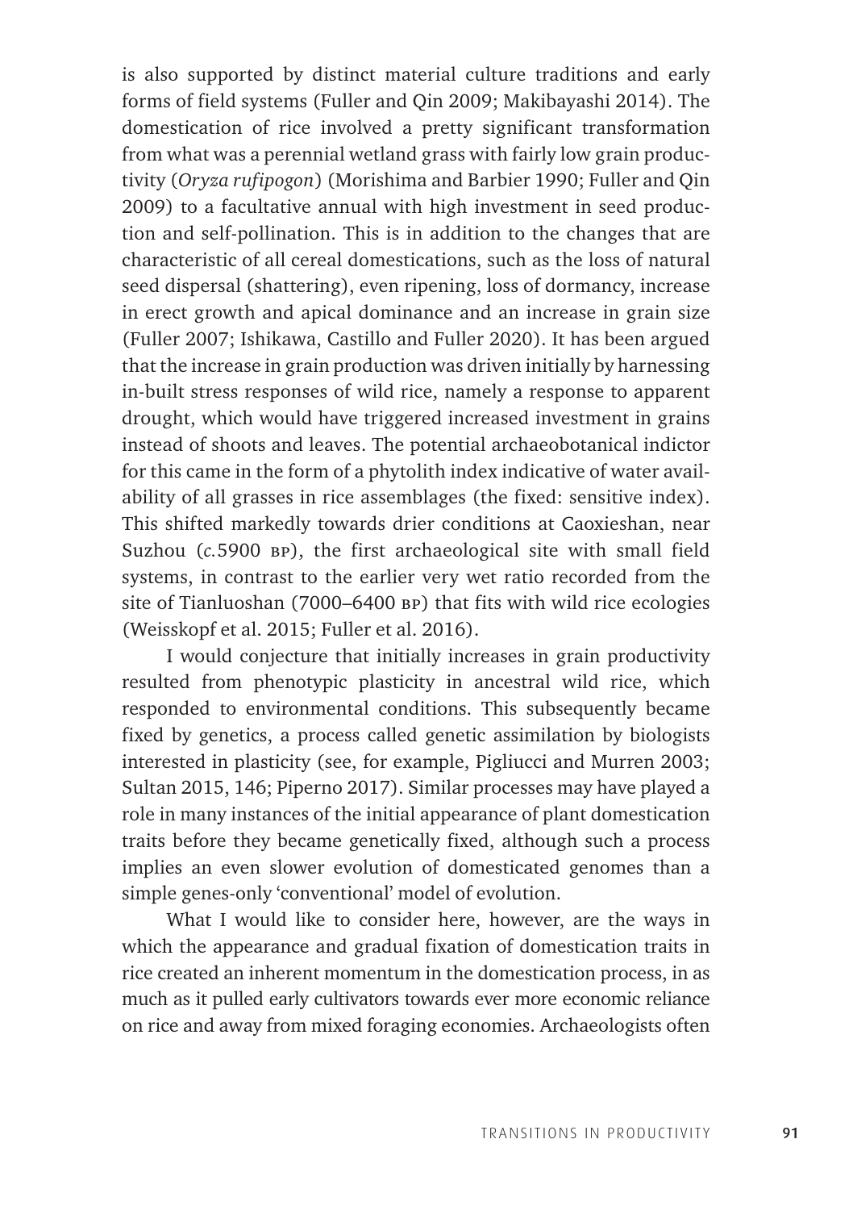is also supported by distinct material culture traditions and early forms of field systems (Fuller and Qin 2009; Makibayashi 2014). The domestication of rice involved a pretty significant transformation from what was a perennial wetland grass with fairly low grain productivity (*Oryza rufipogon*) (Morishima and Barbier 1990; Fuller and Qin 2009) to a facultative annual with high investment in seed production and self-pollination. This is in addition to the changes that are characteristic of all cereal domestications, such as the loss of natural seed dispersal (shattering), even ripening, loss of dormancy, increase in erect growth and apical dominance and an increase in grain size (Fuller 2007; Ishikawa, Castillo and Fuller 2020). It has been argued that the increase in grain production was driven initially by harnessing in-built stress responses of wild rice, namely a response to apparent drought, which would have triggered increased investment in grains instead of shoots and leaves. The potential archaeobotanical indictor for this came in the form of a phytolith index indicative of water availability of all grasses in rice assemblages (the fixed: sensitive index). This shifted markedly towards drier conditions at Caoxieshan, near Suzhou (*c.*5900 BP), the first archaeological site with small field systems, in contrast to the earlier very wet ratio recorded from the site of Tianluoshan (7000–6400 BP) that fits with wild rice ecologies (Weisskopf et al. 2015; Fuller et al. 2016).

I would conjecture that initially increases in grain productivity resulted from phenotypic plasticity in ancestral wild rice, which responded to environmental conditions. This subsequently became fixed by genetics, a process called genetic assimilation by biologists interested in plasticity (see, for example, Pigliucci and Murren 2003; Sultan 2015, 146; Piperno 2017). Similar processes may have played a role in many instances of the initial appearance of plant domestication traits before they became genetically fixed, although such a process implies an even slower evolution of domesticated genomes than a simple genes-only 'conventional' model of evolution.

What I would like to consider here, however, are the ways in which the appearance and gradual fixation of domestication traits in rice created an inherent momentum in the domestication process, in as much as it pulled early cultivators towards ever more economic reliance on rice and away from mixed foraging economies. Archaeologists often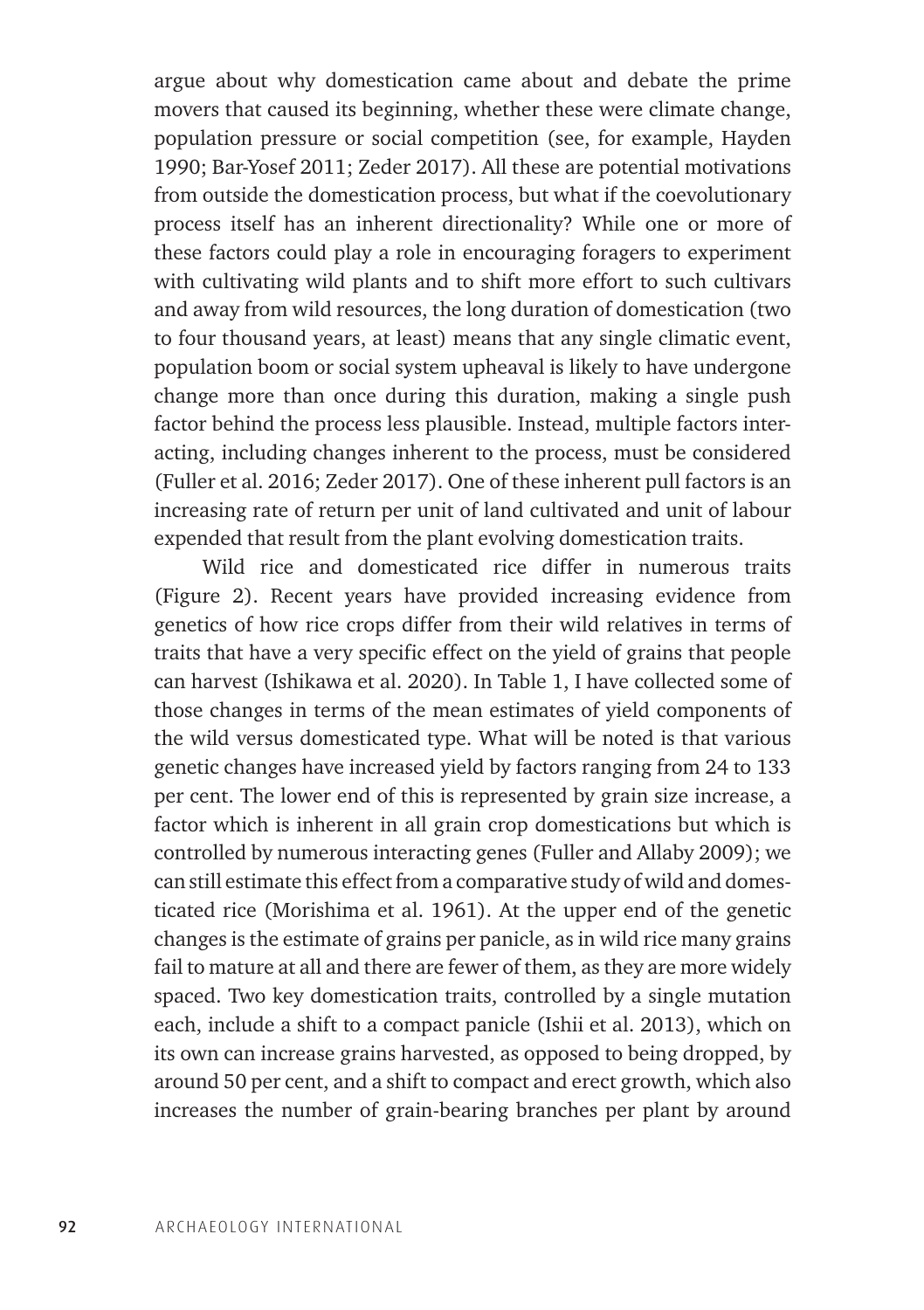argue about why domestication came about and debate the prime movers that caused its beginning, whether these were climate change, population pressure or social competition (see, for example, Hayden 1990; Bar-Yosef 2011; Zeder 2017). All these are potential motivations from outside the domestication process, but what if the coevolutionary process itself has an inherent directionality? While one or more of these factors could play a role in encouraging foragers to experiment with cultivating wild plants and to shift more effort to such cultivars and away from wild resources, the long duration of domestication (two to four thousand years, at least) means that any single climatic event, population boom or social system upheaval is likely to have undergone change more than once during this duration, making a single push factor behind the process less plausible. Instead, multiple factors interacting, including changes inherent to the process, must be considered (Fuller et al. 2016; Zeder 2017). One of these inherent pull factors is an increasing rate of return per unit of land cultivated and unit of labour expended that result from the plant evolving domestication traits.

Wild rice and domesticated rice differ in numerous traits (Figure 2). Recent years have provided increasing evidence from genetics of how rice crops differ from their wild relatives in terms of traits that have a very specific effect on the yield of grains that people can harvest (Ishikawa et al. 2020). In Table 1, I have collected some of those changes in terms of the mean estimates of yield components of the wild versus domesticated type. What will be noted is that various genetic changes have increased yield by factors ranging from 24 to 133 per cent. The lower end of this is represented by grain size increase, a factor which is inherent in all grain crop domestications but which is controlled by numerous interacting genes (Fuller and Allaby 2009); we can still estimate this effect from a comparative study of wild and domesticated rice (Morishima et al. 1961). At the upper end of the genetic changes is the estimate of grains per panicle, as in wild rice many grains fail to mature at all and there are fewer of them, as they are more widely spaced. Two key domestication traits, controlled by a single mutation each, include a shift to a compact panicle (Ishii et al. 2013), which on its own can increase grains harvested, as opposed to being dropped, by around 50 per cent, and a shift to compact and erect growth, which also increases the number of grain-bearing branches per plant by around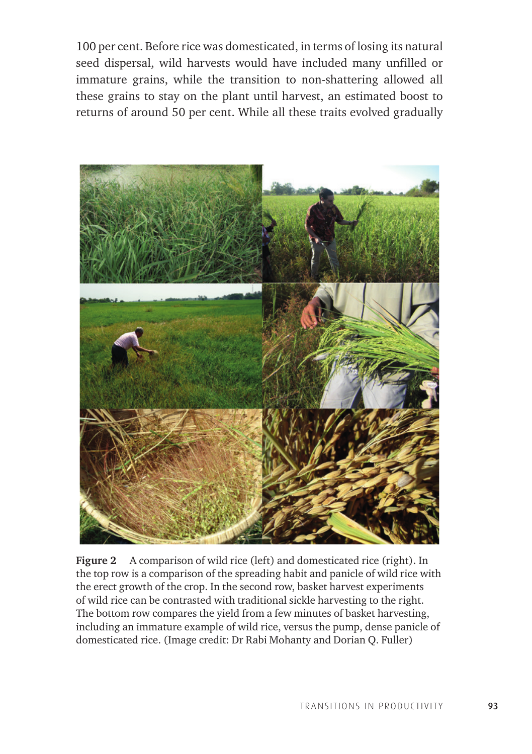100 per cent. Before rice was domesticated, in terms of losing its natural seed dispersal, wild harvests would have included many unfilled or immature grains, while the transition to non-shattering allowed all these grains to stay on the plant until harvest, an estimated boost to returns of around 50 per cent. While all these traits evolved gradually

**Figure 2** A comparison of wild rice (left) and domesticated rice (right). In the top row is a comparison of the spreading habit and panicle of wild rice with the erect growth of the crop. In the second row, basket harvest experiments of wild rice can be contrasted with traditional sickle harvesting to the right. The bottom row compares the yield from a few minutes of basket harvesting, including an immature example of wild rice, versus the pump, dense panicle of domesticated rice. (Image credit: Dr Rabi Mohanty and Dorian Q. Fuller)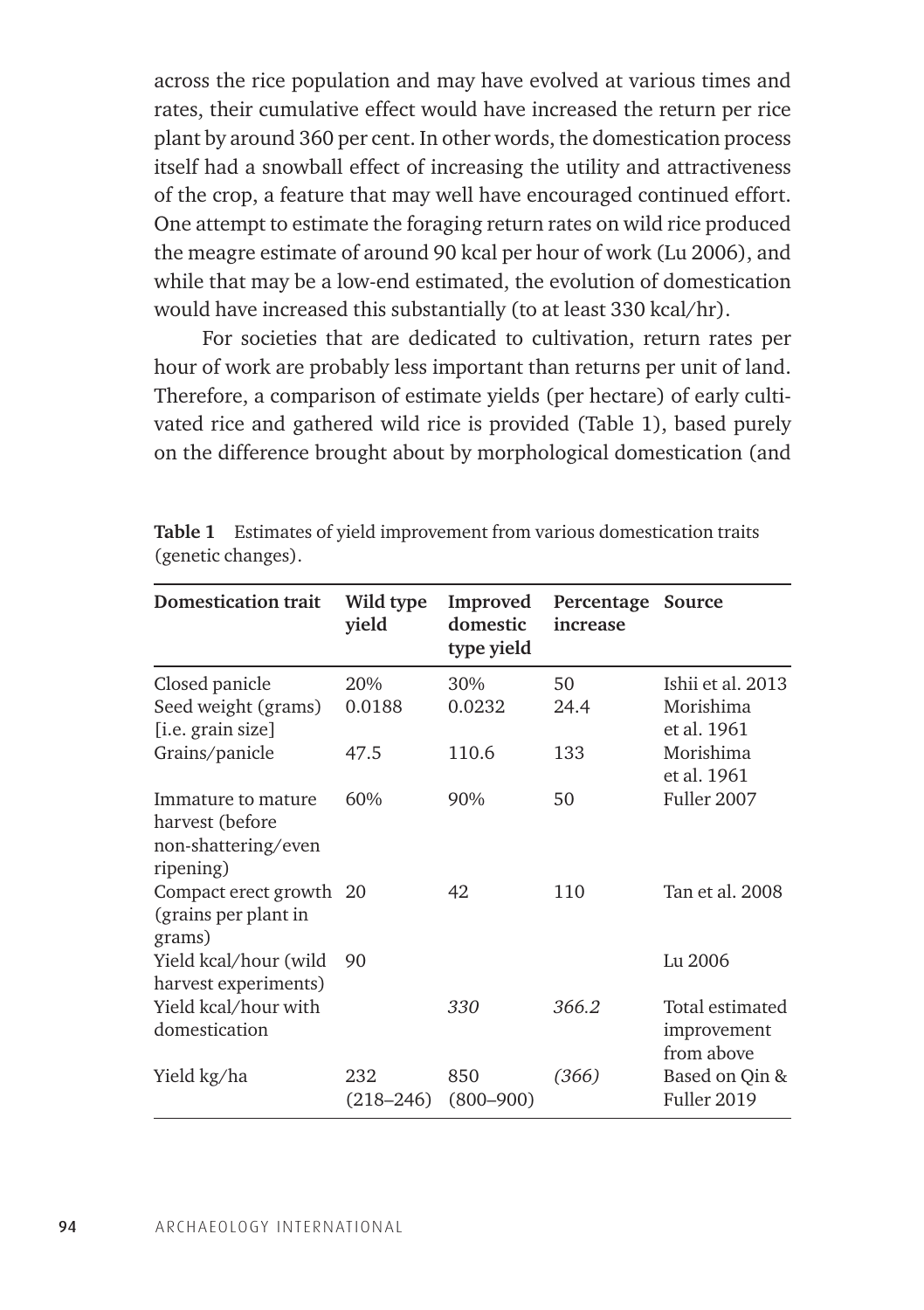across the rice population and may have evolved at various times and rates, their cumulative effect would have increased the return per rice plant by around 360 per cent. In other words, the domestication process itself had a snowball effect of increasing the utility and attractiveness of the crop, a feature that may well have encouraged continued effort. One attempt to estimate the foraging return rates on wild rice produced the meagre estimate of around 90 kcal per hour of work (Lu 2006), and while that may be a low-end estimated, the evolution of domestication would have increased this substantially (to at least 330 kcal/hr).

For societies that are dedicated to cultivation, return rates per hour of work are probably less important than returns per unit of land. Therefore, a comparison of estimate yields (per hectare) of early cultivated rice and gathered wild rice is provided (Table 1), based purely on the difference brought about by morphological domestication (and

**Table 1** Estimates of yield improvement from various domestication traits (genetic changes).

| Domestication trait | Wild type yield | Improved domestic type yield | Percentage increase | Source |
|---|---|---|---|---|
| Closed panicle | 20% | 30% | 50 | Ishii et al. 2013 |
| Seed weight (grams) [i.e. grain size] | 0.0188 | 0.0232 | 24.4 | Morishima et al. 1961 |
| Grains/panicle | 47.5 | 110.6 | 133 | Morishima et al. 1961 |
| Immature to mature harvest (before non-shattering/even ripening) | 60% | 90% | 50 | Fuller 2007 |
| Compact erect growth (grains per plant in grams) | 20 | 42 | 110 | Tan et al. 2008 |
| Yield kcal/hour (wild harvest experiments) | 90 | | | Lu 2006 |
| Yield kcal/hour with domestication | | *330* | *366.2* | Total estimated improvement from above |
| Yield kg/ha | 232 (218–246) | 850 (800–900) | *(366)* | Based on Qin & Fuller 2019 |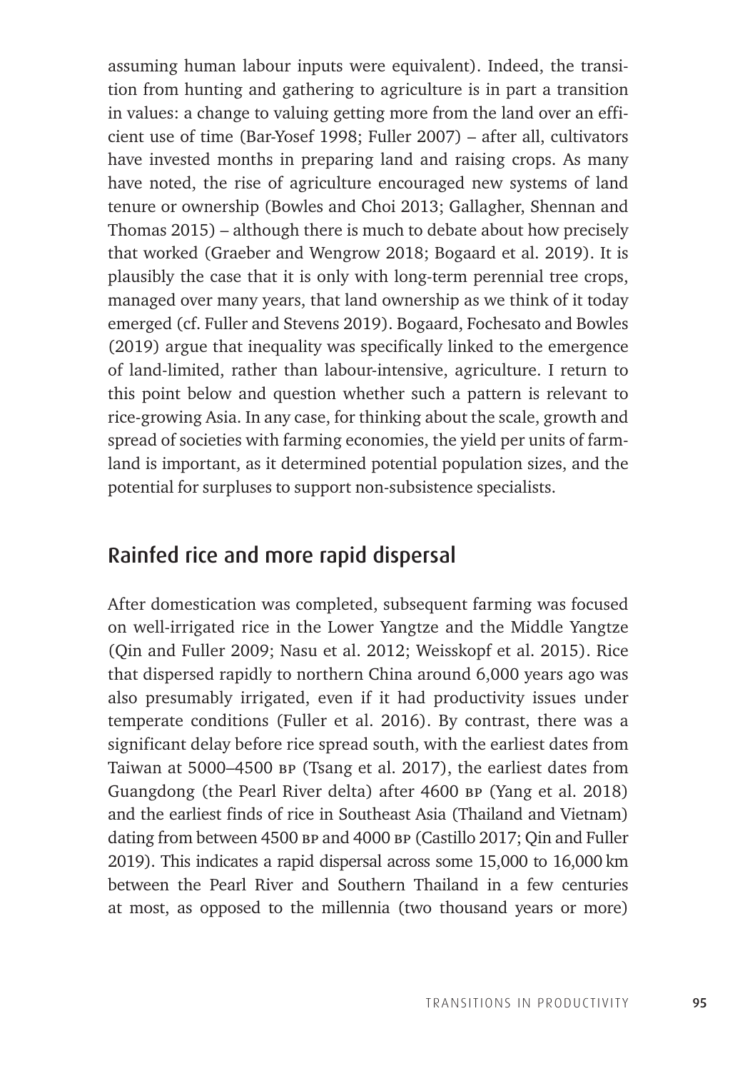assuming human labour inputs were equivalent). Indeed, the transition from hunting and gathering to agriculture is in part a transition in values: a change to valuing getting more from the land over an efficient use of time (Bar-Yosef 1998; Fuller 2007) – after all, cultivators have invested months in preparing land and raising crops. As many have noted, the rise of agriculture encouraged new systems of land tenure or ownership (Bowles and Choi 2013; Gallagher, Shennan and Thomas 2015) – although there is much to debate about how precisely that worked (Graeber and Wengrow 2018; Bogaard et al. 2019). It is plausibly the case that it is only with long-term perennial tree crops, managed over many years, that land ownership as we think of it today emerged (cf. Fuller and Stevens 2019). Bogaard, Fochesato and Bowles (2019) argue that inequality was specifically linked to the emergence of land-limited, rather than labour-intensive, agriculture. I return to this point below and question whether such a pattern is relevant to rice-growing Asia. In any case, for thinking about the scale, growth and spread of societies with farming economies, the yield per units of farmland is important, as it determined potential population sizes, and the potential for surpluses to support non-subsistence specialists.

## Rainfed rice and more rapid dispersal

After domestication was completed, subsequent farming was focused on well-irrigated rice in the Lower Yangtze and the Middle Yangtze (Qin and Fuller 2009; Nasu et al. 2012; Weisskopf et al. 2015). Rice that dispersed rapidly to northern China around 6,000 years ago was also presumably irrigated, even if it had productivity issues under temperate conditions (Fuller et al. 2016). By contrast, there was a significant delay before rice spread south, with the earliest dates from Taiwan at 5000–4500 BP (Tsang et al. 2017), the earliest dates from Guangdong (the Pearl River delta) after 4600 BP (Yang et al. 2018) and the earliest finds of rice in Southeast Asia (Thailand and Vietnam) dating from between 4500 BP and 4000 BP (Castillo 2017; Qin and Fuller 2019). This indicates a rapid dispersal across some 15,000 to 16,000 km between the Pearl River and Southern Thailand in a few centuries at most, as opposed to the millennia (two thousand years or more)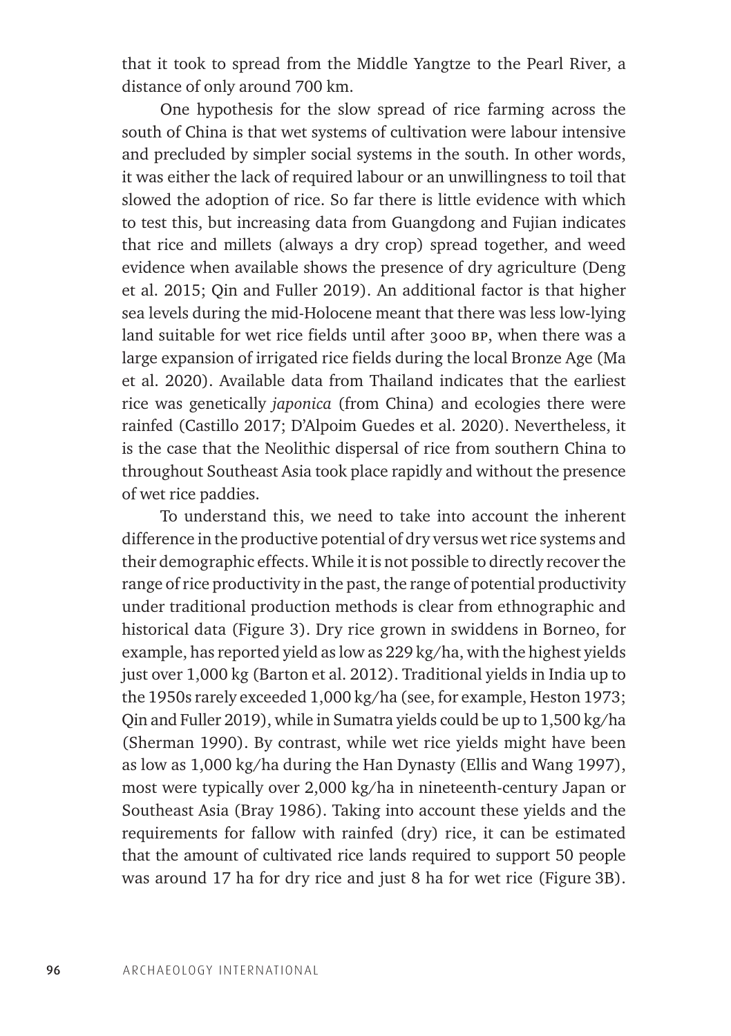that it took to spread from the Middle Yangtze to the Pearl River, a distance of only around 700 km.

One hypothesis for the slow spread of rice farming across the south of China is that wet systems of cultivation were labour intensive and precluded by simpler social systems in the south. In other words, it was either the lack of required labour or an unwillingness to toil that slowed the adoption of rice. So far there is little evidence with which to test this, but increasing data from Guangdong and Fujian indicates that rice and millets (always a dry crop) spread together, and weed evidence when available shows the presence of dry agriculture (Deng et al. 2015; Qin and Fuller 2019). An additional factor is that higher sea levels during the mid-Holocene meant that there was less low-lying land suitable for wet rice fields until after 3000 BP, when there was a large expansion of irrigated rice fields during the local Bronze Age (Ma et al. 2020). Available data from Thailand indicates that the earliest rice was genetically *japonica* (from China) and ecologies there were rainfed (Castillo 2017; D'Alpoim Guedes et al. 2020). Nevertheless, it is the case that the Neolithic dispersal of rice from southern China to throughout Southeast Asia took place rapidly and without the presence of wet rice paddies.

To understand this, we need to take into account the inherent difference in the productive potential of dry versus wet rice systems and their demographic effects. While it is not possible to directly recover the range of rice productivity in the past, the range of potential productivity under traditional production methods is clear from ethnographic and historical data (Figure 3). Dry rice grown in swiddens in Borneo, for example, has reported yield as low as 229 kg/ha, with the highest yields just over 1,000 kg (Barton et al. 2012). Traditional yields in India up to the 1950s rarely exceeded 1,000 kg/ha (see, for example, Heston 1973; Qin and Fuller 2019), while in Sumatra yields could be up to 1,500 kg/ha (Sherman 1990). By contrast, while wet rice yields might have been as low as 1,000 kg/ha during the Han Dynasty (Ellis and Wang 1997), most were typically over 2,000 kg/ha in nineteenth-century Japan or Southeast Asia (Bray 1986). Taking into account these yields and the requirements for fallow with rainfed (dry) rice, it can be estimated that the amount of cultivated rice lands required to support 50 people was around 17 ha for dry rice and just 8 ha for wet rice (Figure 3B).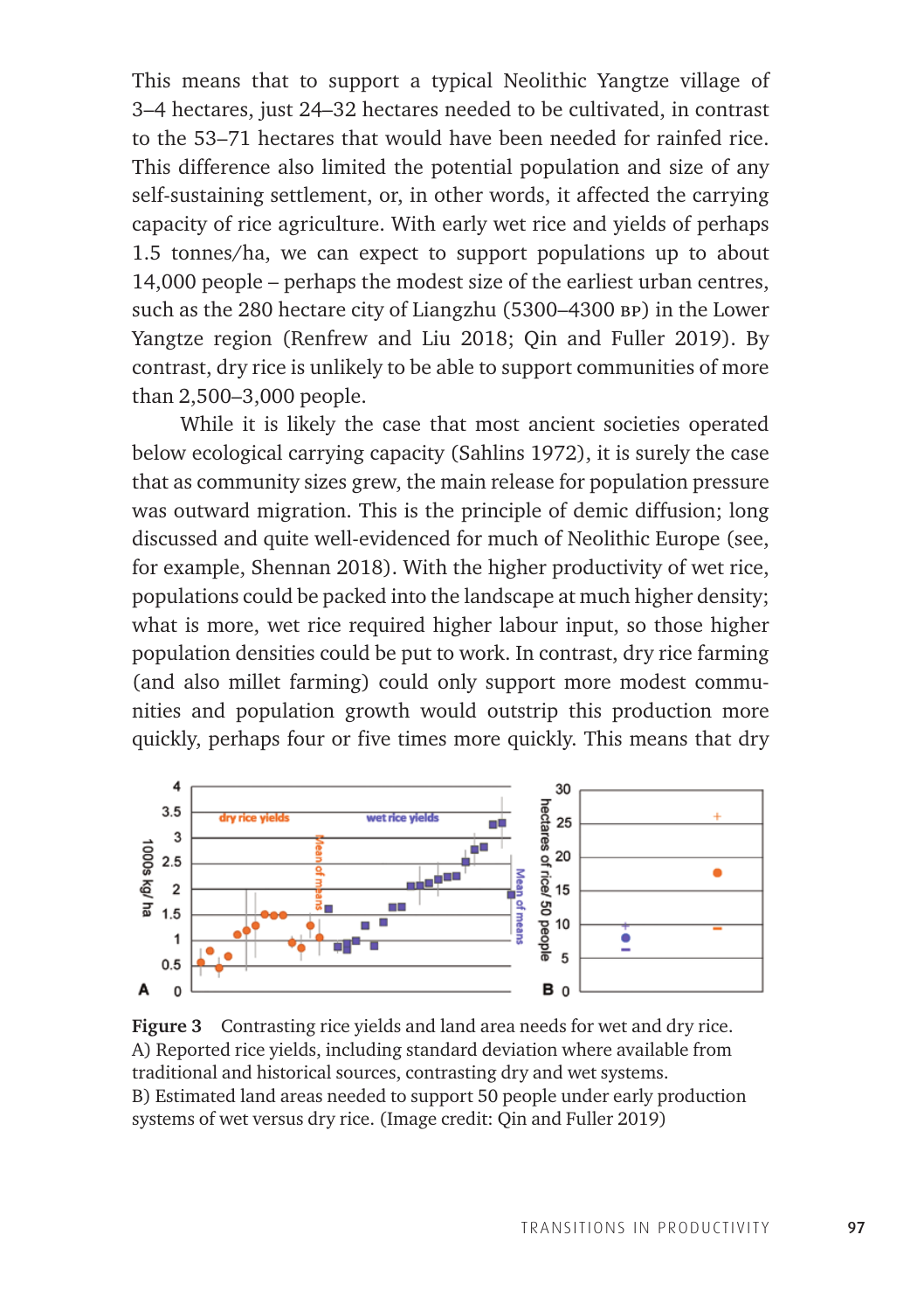This means that to support a typical Neolithic Yangtze village of 3–4 hectares, just 24–32 hectares needed to be cultivated, in contrast to the 53–71 hectares that would have been needed for rainfed rice. This difference also limited the potential population and size of any self-sustaining settlement, or, in other words, it affected the carrying capacity of rice agriculture. With early wet rice and yields of perhaps 1.5 tonnes/ha, we can expect to support populations up to about 14,000 people – perhaps the modest size of the earliest urban centres, such as the 280 hectare city of Liangzhu (5300–4300 BP) in the Lower Yangtze region (Renfrew and Liu 2018; Qin and Fuller 2019). By contrast, dry rice is unlikely to be able to support communities of more than 2,500–3,000 people.

While it is likely the case that most ancient societies operated below ecological carrying capacity (Sahlins 1972), it is surely the case that as community sizes grew, the main release for population pressure was outward migration. This is the principle of demic diffusion; long discussed and quite well-evidenced for much of Neolithic Europe (see, for example, Shennan 2018). With the higher productivity of wet rice, populations could be packed into the landscape at much higher density; what is more, wet rice required higher labour input, so those higher population densities could be put to work. In contrast, dry rice farming (and also millet farming) could only support more modest communities and population growth would outstrip this production more quickly, perhaps four or five times more quickly. This means that dry

**Figure 3** Contrasting rice yields and land area needs for wet and dry rice. A) Reported rice yields, including standard deviation where available from traditional and historical sources, contrasting dry and wet systems. B) Estimated land areas needed to support 50 people under early production systems of wet versus dry rice. (Image credit: Qin and Fuller 2019)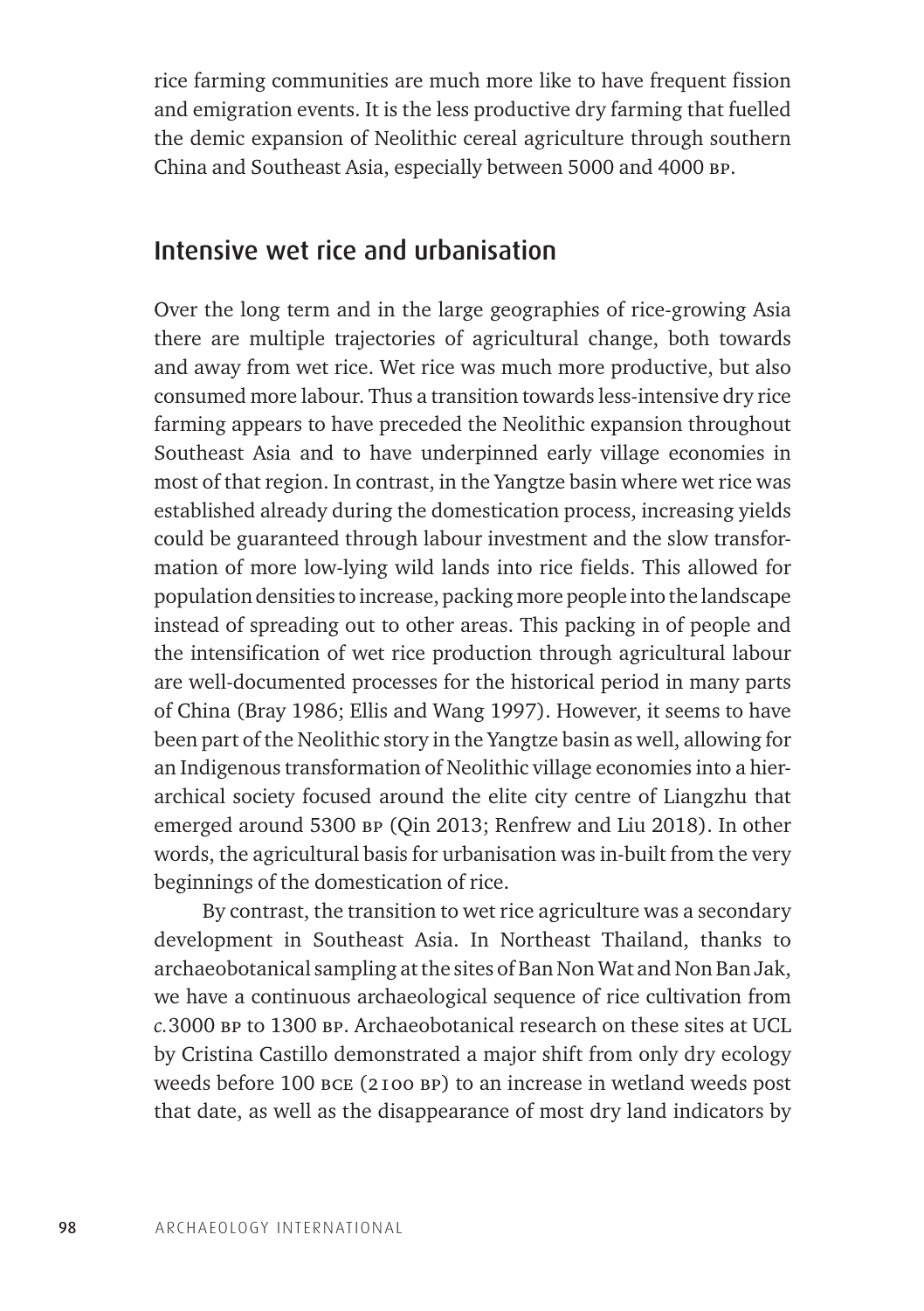rice farming communities are much more like to have frequent fission and emigration events. It is the less productive dry farming that fuelled the demic expansion of Neolithic cereal agriculture through southern China and Southeast Asia, especially between 5000 and 4000 BP.

## Intensive wet rice and urbanisation

Over the long term and in the large geographies of rice-growing Asia there are multiple trajectories of agricultural change, both towards and away from wet rice. Wet rice was much more productive, but also consumed more labour. Thus a transition towards less-intensive dry rice farming appears to have preceded the Neolithic expansion throughout Southeast Asia and to have underpinned early village economies in most of that region. In contrast, in the Yangtze basin where wet rice was established already during the domestication process, increasing yields could be guaranteed through labour investment and the slow transformation of more low-lying wild lands into rice fields. This allowed for population densities to increase, packing more people into the landscape instead of spreading out to other areas. This packing in of people and the intensification of wet rice production through agricultural labour are well-documented processes for the historical period in many parts of China (Bray 1986; Ellis and Wang 1997). However, it seems to have been part of the Neolithic story in the Yangtze basin as well, allowing for an Indigenous transformation of Neolithic village economies into a hierarchical society focused around the elite city centre of Liangzhu that emerged around 5300 BP (Qin 2013; Renfrew and Liu 2018). In other words, the agricultural basis for urbanisation was in-built from the very beginnings of the domestication of rice.

By contrast, the transition to wet rice agriculture was a secondary development in Southeast Asia. In Northeast Thailand, thanks to archaeobotanical sampling at the sites of Ban Non Wat and Non Ban Jak, we have a continuous archaeological sequence of rice cultivation from *c.*3000 BP to 1300 BP. Archaeobotanical research on these sites at UCL by Cristina Castillo demonstrated a major shift from only dry ecology weeds before 100 BCE (2100 BP) to an increase in wetland weeds post that date, as well as the disappearance of most dry land indicators by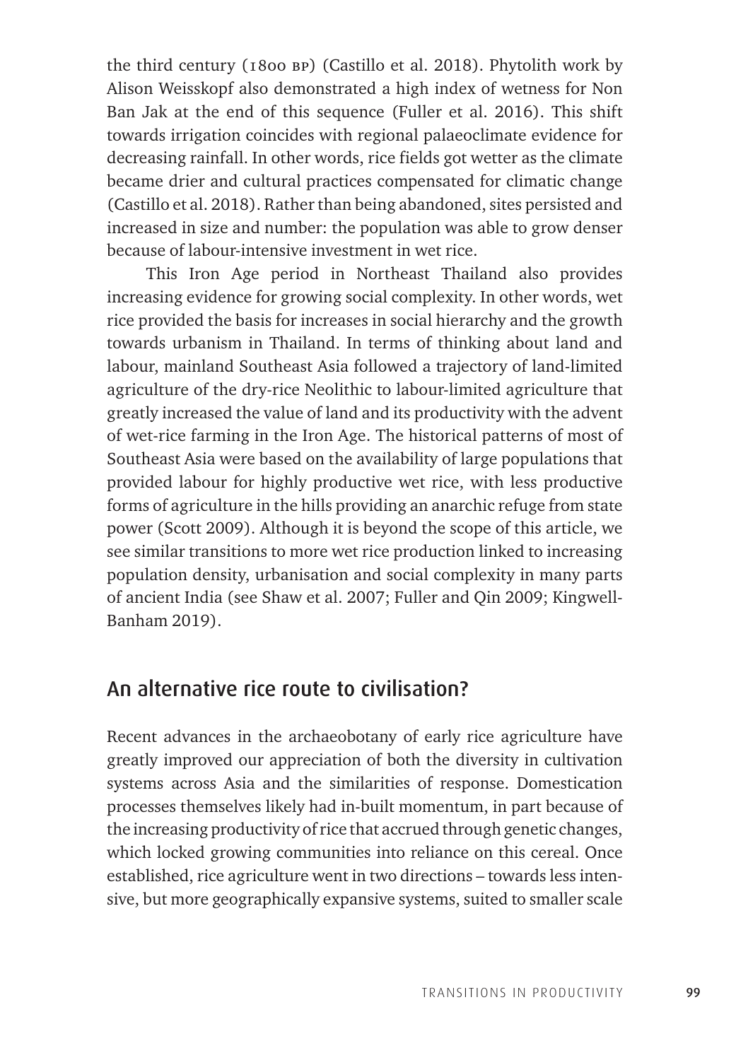the third century (1800 BP) (Castillo et al. 2018). Phytolith work by Alison Weisskopf also demonstrated a high index of wetness for Non Ban Jak at the end of this sequence (Fuller et al. 2016). This shift towards irrigation coincides with regional palaeoclimate evidence for decreasing rainfall. In other words, rice fields got wetter as the climate became drier and cultural practices compensated for climatic change (Castillo et al. 2018). Rather than being abandoned, sites persisted and increased in size and number: the population was able to grow denser because of labour-intensive investment in wet rice.

This Iron Age period in Northeast Thailand also provides increasing evidence for growing social complexity. In other words, wet rice provided the basis for increases in social hierarchy and the growth towards urbanism in Thailand. In terms of thinking about land and labour, mainland Southeast Asia followed a trajectory of land-limited agriculture of the dry-rice Neolithic to labour-limited agriculture that greatly increased the value of land and its productivity with the advent of wet-rice farming in the Iron Age. The historical patterns of most of Southeast Asia were based on the availability of large populations that provided labour for highly productive wet rice, with less productive forms of agriculture in the hills providing an anarchic refuge from state power (Scott 2009). Although it is beyond the scope of this article, we see similar transitions to more wet rice production linked to increasing population density, urbanisation and social complexity in many parts of ancient India (see Shaw et al. 2007; Fuller and Qin 2009; Kingwell-Banham 2019).

## An alternative rice route to civilisation?

Recent advances in the archaeobotany of early rice agriculture have greatly improved our appreciation of both the diversity in cultivation systems across Asia and the similarities of response. Domestication processes themselves likely had in-built momentum, in part because of the increasing productivity of rice that accrued through genetic changes, which locked growing communities into reliance on this cereal. Once established, rice agriculture went in two directions – towards less intensive, but more geographically expansive systems, suited to smaller scale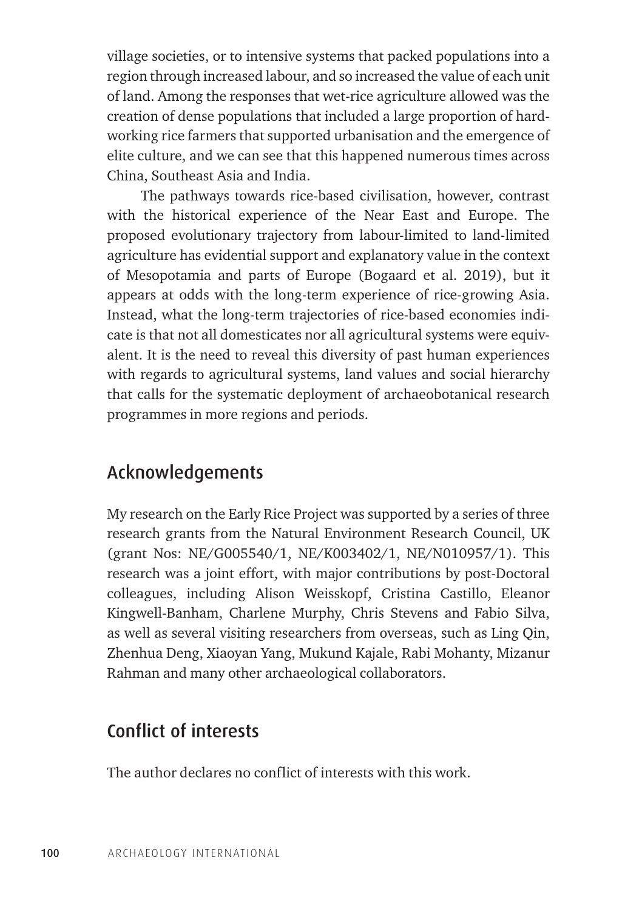village societies, or to intensive systems that packed populations into a region through increased labour, and so increased the value of each unit of land. Among the responses that wet-rice agriculture allowed was the creation of dense populations that included a large proportion of hard-working rice farmers that supported urbanisation and the emergence of elite culture, and we can see that this happened numerous times across China, Southeast Asia and India.

The pathways towards rice-based civilisation, however, contrast with the historical experience of the Near East and Europe. The proposed evolutionary trajectory from labour-limited to land-limited agriculture has evidential support and explanatory value in the context of Mesopotamia and parts of Europe (Bogaard et al. 2019), but it appears at odds with the long-term experience of rice-growing Asia. Instead, what the long-term trajectories of rice-based economies indicate is that not all domesticates nor all agricultural systems were equivalent. It is the need to reveal this diversity of past human experiences with regards to agricultural systems, land values and social hierarchy that calls for the systematic deployment of archaeobotanical research programmes in more regions and periods.

## Acknowledgements

My research on the Early Rice Project was supported by a series of three research grants from the Natural Environment Research Council, UK (grant Nos: NE/G005540/1, NE/K003402/1, NE/N010957/1). This research was a joint effort, with major contributions by post-Doctoral colleagues, including Alison Weisskopf, Cristina Castillo, Eleanor Kingwell-Banham, Charlene Murphy, Chris Stevens and Fabio Silva, as well as several visiting researchers from overseas, such as Ling Qin, Zhenhua Deng, Xiaoyan Yang, Mukund Kajale, Rabi Mohanty, Mizanur Rahman and many other archaeological collaborators.

## Conflict of interests

The author declares no conflict of interests with this work.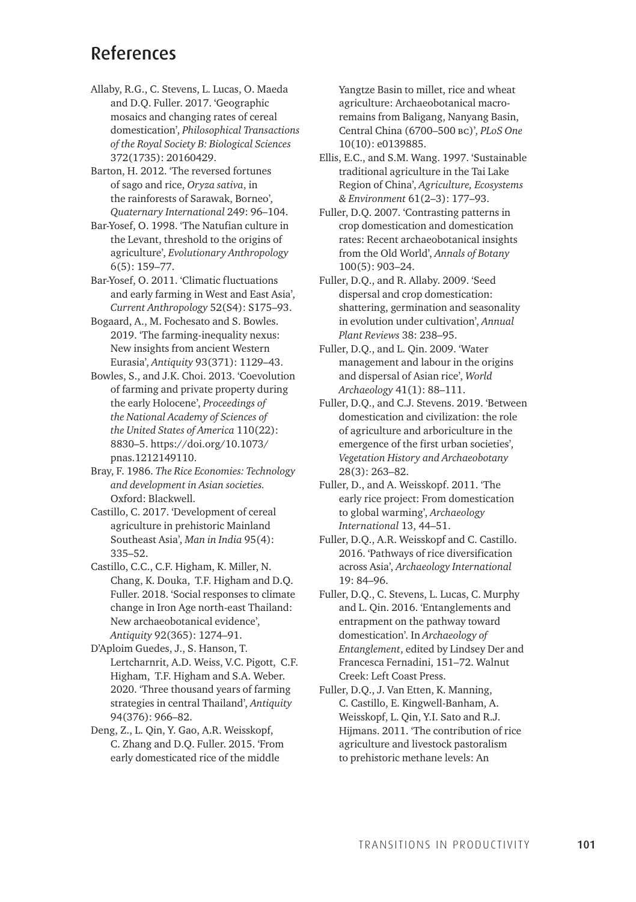# References

Allaby, R.G., C. Stevens, L. Lucas, O. Maeda and D.Q. Fuller. 2017. 'Geographic mosaics and changing rates of cereal domestication', *Philosophical Transactions of the Royal Society B: Biological Sciences* 372(1735): 20160429.

Barton, H. 2012. 'The reversed fortunes of sago and rice, *Oryza sativa*, in the rainforests of Sarawak, Borneo', *Quaternary International* 249: 96–104.

Bar-Yosef, O. 1998. 'The Natufian culture in the Levant, threshold to the origins of agriculture', *Evolutionary Anthropology* 6(5): 159–77.

Bar-Yosef, O. 2011. 'Climatic fluctuations and early farming in West and East Asia', *Current Anthropology* 52(S4): S175–93.

Bogaard, A., M. Fochesato and S. Bowles. 2019. 'The farming-inequality nexus: New insights from ancient Western Eurasia', *Antiquity* 93(371): 1129–43.

Bowles, S., and J.K. Choi. 2013. 'Coevolution of farming and private property during the early Holocene', *Proceedings of the National Academy of Sciences of the United States of America* 110(22): 8830–5. https://doi.org/10.1073/pnas.1212149110.

Bray, F. 1986. *The Rice Economies: Technology and development in Asian societies.* Oxford: Blackwell.

Castillo, C. 2017. 'Development of cereal agriculture in prehistoric Mainland Southeast Asia', *Man in India* 95(4): 335–52.

Castillo, C.C., C.F. Higham, K. Miller, N. Chang, K. Douka, T.F. Higham and D.Q. Fuller. 2018. 'Social responses to climate change in Iron Age north-east Thailand: New archaeobotanical evidence', *Antiquity* 92(365): 1274–91.

D'Aploim Guedes, J., S. Hanson, T. Lertcharnrit, A.D. Weiss, V.C. Pigott, C.F. Higham, T.F. Higham and S.A. Weber. 2020. 'Three thousand years of farming strategies in central Thailand', *Antiquity* 94(376): 966–82.

Deng, Z., L. Qin, Y. Gao, A.R. Weisskopf, C. Zhang and D.Q. Fuller. 2015. 'From early domesticated rice of the middle Yangtze Basin to millet, rice and wheat agriculture: Archaeobotanical macro-remains from Baligang, Nanyang Basin, Central China (6700–500 BC)', *PLoS One* 10(10): e0139885.

Ellis, E.C., and S.M. Wang. 1997. 'Sustainable traditional agriculture in the Tai Lake Region of China', *Agriculture, Ecosystems & Environment* 61(2–3): 177–93.

Fuller, D.Q. 2007. 'Contrasting patterns in crop domestication and domestication rates: Recent archaeobotanical insights from the Old World', *Annals of Botany* 100(5): 903–24.

Fuller, D.Q., and R. Allaby. 2009. 'Seed dispersal and crop domestication: shattering, germination and seasonality in evolution under cultivation', *Annual Plant Reviews* 38: 238–95.

Fuller, D.Q., and L. Qin. 2009. 'Water management and labour in the origins and dispersal of Asian rice', *World Archaeology* 41(1): 88–111.

Fuller, D.Q., and C.J. Stevens. 2019. 'Between domestication and civilization: the role of agriculture and arboriculture in the emergence of the first urban societies', *Vegetation History and Archaeobotany* 28(3): 263–82.

Fuller, D., and A. Weisskopf. 2011. 'The early rice project: From domestication to global warming', *Archaeology International* 13, 44–51.

Fuller, D.Q., A.R. Weisskopf and C. Castillo. 2016. 'Pathways of rice diversification across Asia', *Archaeology International* 19: 84–96.

Fuller, D.Q., C. Stevens, L. Lucas, C. Murphy and L. Qin. 2016. 'Entanglements and entrapment on the pathway toward domestication'. In *Archaeology of Entanglement*, edited by Lindsey Der and Francesca Fernadini, 151–72. Walnut Creek: Left Coast Press.

Fuller, D.Q., J. Van Etten, K. Manning, C. Castillo, E. Kingwell-Banham, A. Weisskopf, L. Qin, Y.I. Sato and R.J. Hijmans. 2011. 'The contribution of rice agriculture and livestock pastoralism to prehistoric methane levels: An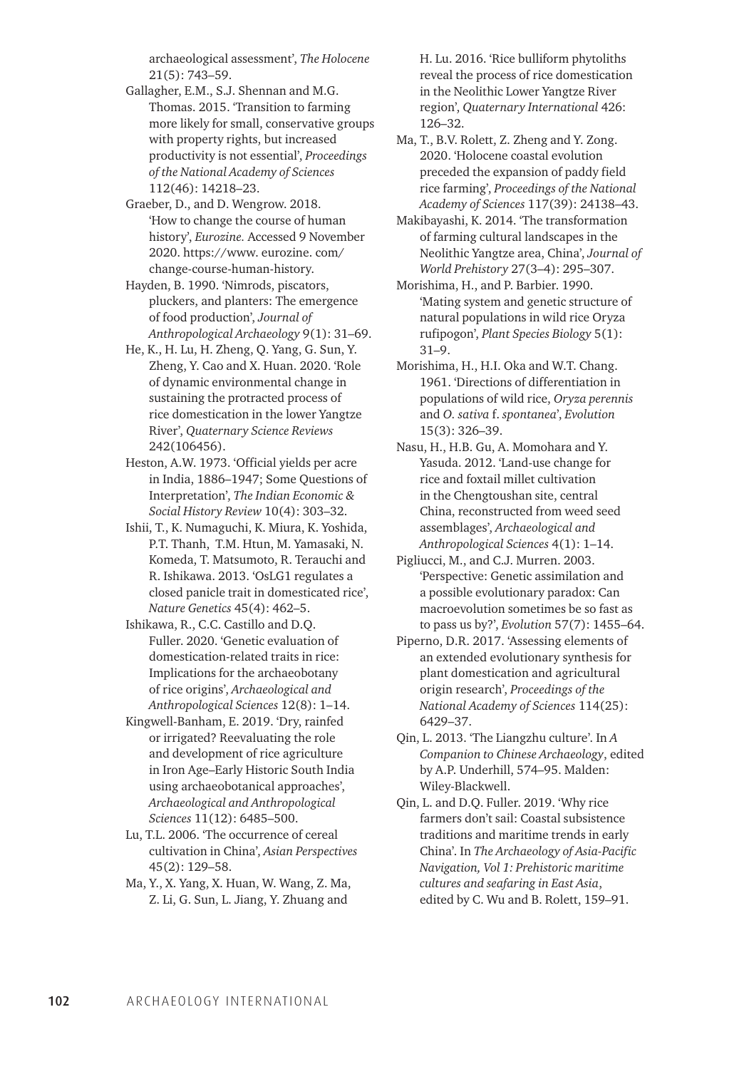archaeological assessment', *The Holocene* 21(5): 743–59.

Gallagher, E.M., S.J. Shennan and M.G. Thomas. 2015. 'Transition to farming more likely for small, conservative groups with property rights, but increased productivity is not essential', *Proceedings of the National Academy of Sciences* 112(46): 14218–23.

Graeber, D., and D. Wengrow. 2018. 'How to change the course of human history', *Eurozine.* Accessed 9 November 2020. https://www. eurozine. com/ change-course-human-history.

Hayden, B. 1990. 'Nimrods, piscators, pluckers, and planters: The emergence of food production', *Journal of Anthropological Archaeology* 9(1): 31–69.

He, K., H. Lu, H. Zheng, Q. Yang, G. Sun, Y. Zheng, Y. Cao and X. Huan. 2020. 'Role of dynamic environmental change in sustaining the protracted process of rice domestication in the lower Yangtze River', *Quaternary Science Reviews* 242(106456).

Heston, A.W. 1973. 'Official yields per acre in India, 1886–1947; Some Questions of Interpretation', *The Indian Economic & Social History Review* 10(4): 303–32.

Ishii, T., K. Numaguchi, K. Miura, K. Yoshida, P.T. Thanh, T.M. Htun, M. Yamasaki, N. Komeda, T. Matsumoto, R. Terauchi and R. Ishikawa. 2013. 'OsLG1 regulates a closed panicle trait in domesticated rice', *Nature Genetics* 45(4): 462–5.

Ishikawa, R., C.C. Castillo and D.Q. Fuller. 2020. 'Genetic evaluation of domestication-related traits in rice: Implications for the archaeobotany of rice origins', *Archaeological and Anthropological Sciences* 12(8): 1–14.

Kingwell-Banham, E. 2019. 'Dry, rainfed or irrigated? Reevaluating the role and development of rice agriculture in Iron Age–Early Historic South India using archaeobotanical approaches', *Archaeological and Anthropological Sciences* 11(12): 6485–500.

Lu, T.L. 2006. 'The occurrence of cereal cultivation in China', *Asian Perspectives* 45(2): 129–58.

Ma, Y., X. Yang, X. Huan, W. Wang, Z. Ma, Z. Li, G. Sun, L. Jiang, Y. Zhuang and H. Lu. 2016. 'Rice bulliform phytoliths reveal the process of rice domestication in the Neolithic Lower Yangtze River region', *Quaternary International* 426: 126–32.

Ma, T., B.V. Rolett, Z. Zheng and Y. Zong. 2020. 'Holocene coastal evolution preceded the expansion of paddy field rice farming', *Proceedings of the National Academy of Sciences* 117(39): 24138–43.

Makibayashi, K. 2014. 'The transformation of farming cultural landscapes in the Neolithic Yangtze area, China', *Journal of World Prehistory* 27(3–4): 295–307.

Morishima, H., and P. Barbier. 1990. 'Mating system and genetic structure of natural populations in wild rice Oryza rufipogon', *Plant Species Biology* 5(1): 31–9.

Morishima, H., H.I. Oka and W.T. Chang. 1961. 'Directions of differentiation in populations of wild rice, *Oryza perennis* and *O. sativa* f. *spontanea*', *Evolution* 15(3): 326–39.

Nasu, H., H.B. Gu, A. Momohara and Y. Yasuda. 2012. 'Land-use change for rice and foxtail millet cultivation in the Chengtoushan site, central China, reconstructed from weed seed assemblages', *Archaeological and Anthropological Sciences* 4(1): 1–14.

Pigliucci, M., and C.J. Murren. 2003. 'Perspective: Genetic assimilation and a possible evolutionary paradox: Can macroevolution sometimes be so fast as to pass us by?', *Evolution* 57(7): 1455–64.

Piperno, D.R. 2017. 'Assessing elements of an extended evolutionary synthesis for plant domestication and agricultural origin research', *Proceedings of the National Academy of Sciences* 114(25): 6429–37.

Qin, L. 2013. 'The Liangzhu culture'. In *A Companion to Chinese Archaeology*, edited by A.P. Underhill, 574–95. Malden: Wiley-Blackwell.

Qin, L. and D.Q. Fuller. 2019. 'Why rice farmers don't sail: Coastal subsistence traditions and maritime trends in early China'. In *The Archaeology of Asia-Pacific Navigation, Vol 1: Prehistoric maritime cultures and seafaring in East Asia*, edited by C. Wu and B. Rolett, 159–91.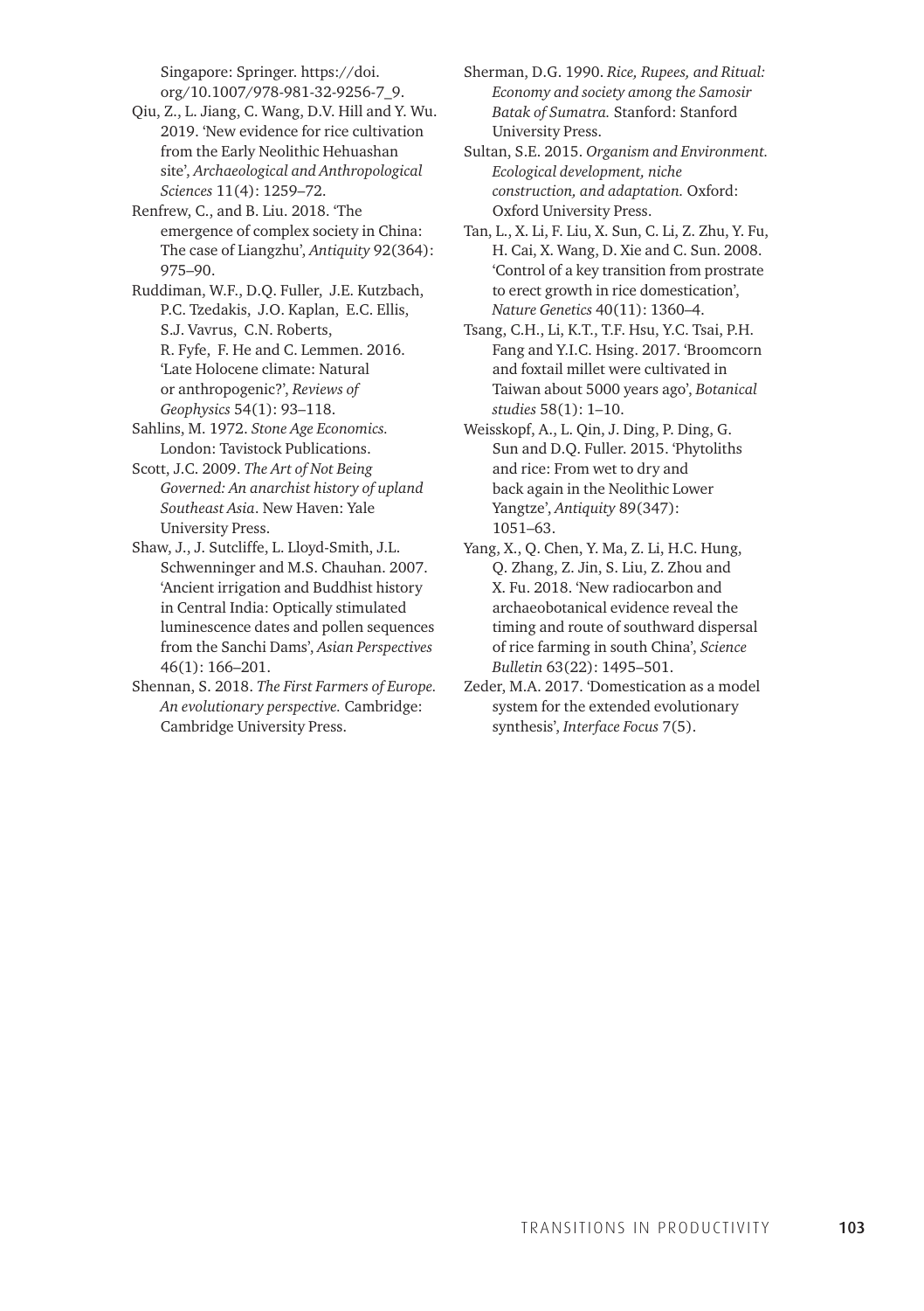Singapore: Springer. https://doi.org/10.1007/978-981-32-9256-7_9.

Qiu, Z., L. Jiang, C. Wang, D.V. Hill and Y. Wu. 2019. 'New evidence for rice cultivation from the Early Neolithic Hehuashan site', *Archaeological and Anthropological Sciences* 11(4): 1259–72.

Renfrew, C., and B. Liu. 2018. 'The emergence of complex society in China: The case of Liangzhu', *Antiquity* 92(364): 975–90.

Ruddiman, W.F., D.Q. Fuller, J.E. Kutzbach, P.C. Tzedakis, J.O. Kaplan, E.C. Ellis, S.J. Vavrus, C.N. Roberts, R. Fyfe, F. He and C. Lemmen. 2016. 'Late Holocene climate: Natural or anthropogenic?', *Reviews of Geophysics* 54(1): 93–118.

Sahlins, M. 1972. *Stone Age Economics.* London: Tavistock Publications.

Scott, J.C. 2009. *The Art of Not Being Governed: An anarchist history of upland Southeast Asia*. New Haven: Yale University Press.

Shaw, J., J. Sutcliffe, L. Lloyd-Smith, J.L. Schwenninger and M.S. Chauhan. 2007. 'Ancient irrigation and Buddhist history in Central India: Optically stimulated luminescence dates and pollen sequences from the Sanchi Dams', *Asian Perspectives* 46(1): 166–201.

Shennan, S. 2018. *The First Farmers of Europe. An evolutionary perspective.* Cambridge: Cambridge University Press.

Sherman, D.G. 1990. *Rice, Rupees, and Ritual: Economy and society among the Samosir Batak of Sumatra.* Stanford: Stanford University Press.

Sultan, S.E. 2015. *Organism and Environment. Ecological development, niche construction, and adaptation.* Oxford: Oxford University Press.

Tan, L., X. Li, F. Liu, X. Sun, C. Li, Z. Zhu, Y. Fu, H. Cai, X. Wang, D. Xie and C. Sun. 2008. 'Control of a key transition from prostrate to erect growth in rice domestication', *Nature Genetics* 40(11): 1360–4.

Tsang, C.H., Li, K.T., T.F. Hsu, Y.C. Tsai, P.H. Fang and Y.I.C. Hsing. 2017. 'Broomcorn and foxtail millet were cultivated in Taiwan about 5000 years ago', *Botanical studies* 58(1): 1–10.

Weisskopf, A., L. Qin, J. Ding, P. Ding, G. Sun and D.Q. Fuller. 2015. 'Phytoliths and rice: From wet to dry and back again in the Neolithic Lower Yangtze', *Antiquity* 89(347): 1051–63.

Yang, X., Q. Chen, Y. Ma, Z. Li, H.C. Hung, Q. Zhang, Z. Jin, S. Liu, Z. Zhou and X. Fu. 2018. 'New radiocarbon and archaeobotanical evidence reveal the timing and route of southward dispersal of rice farming in south China', *Science Bulletin* 63(22): 1495–501.

Zeder, M.A. 2017. 'Domestication as a model system for the extended evolutionary synthesis', *Interface Focus* 7(5).